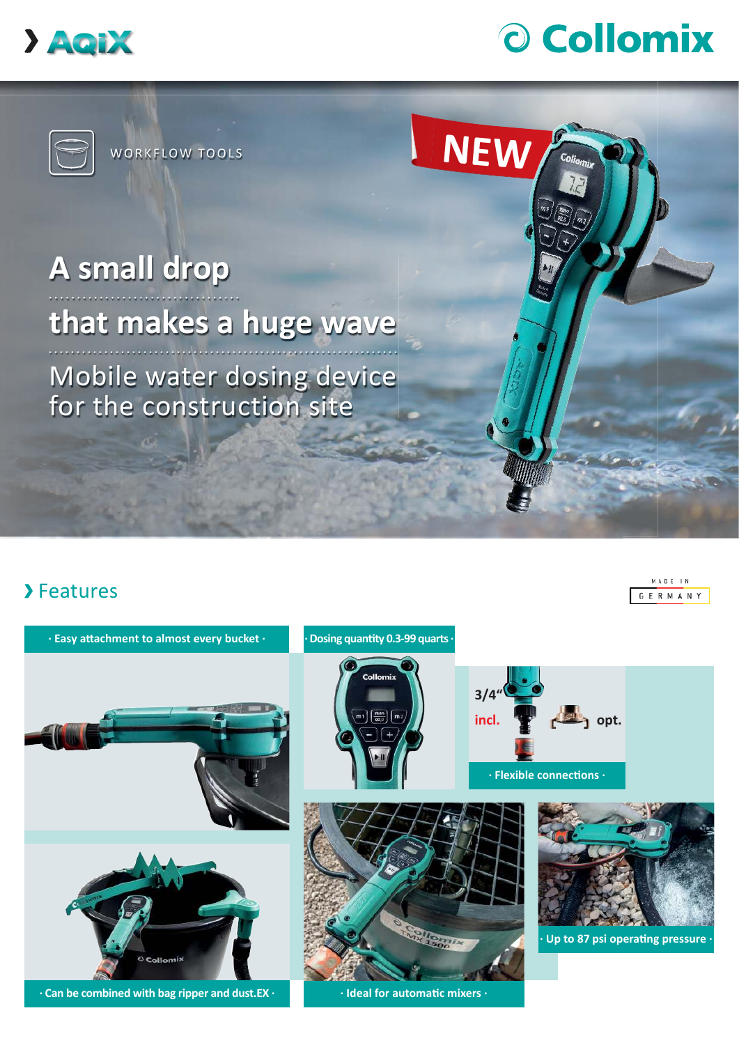# › AQiX

Collomix

WORKFLOW TOOLS

NEW

## A small drop

## that makes a huge wave

Mobile water dosing device for the construction site

## › Features

MADE IN GERMANY

- · Easy attachment to almost every bucket ·
- · Dosing quantity 0.3-99 quarts ·
- · Flexible connections ·

3/4" incl. opt.

- · Can be combined with bag ripper and dust.EX ·
- · Ideal for automatic mixers ·
- · Up to 87 psi operating pressure ·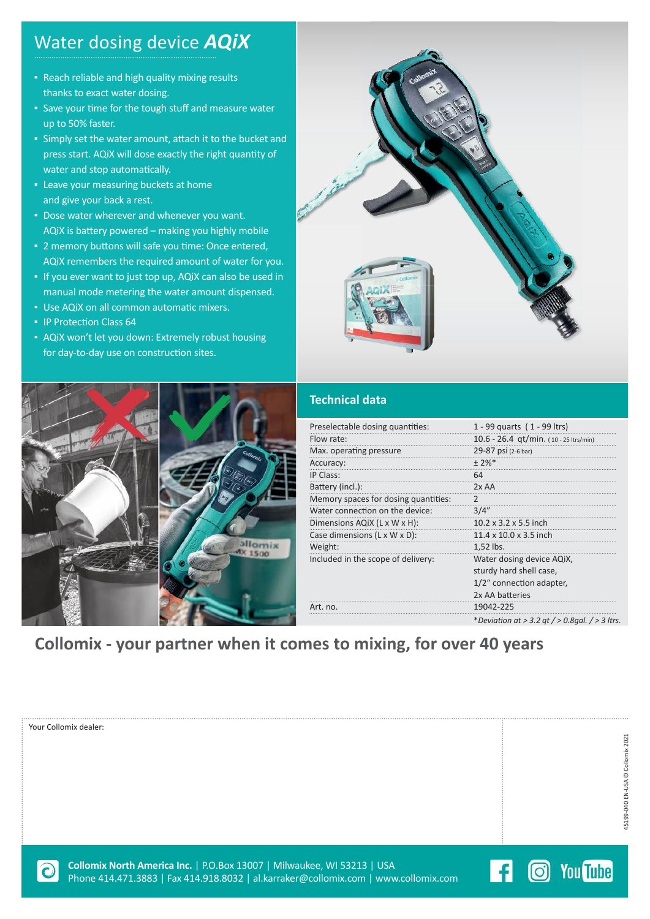# Water dosing device *AQiX*

- Reach reliable and high quality mixing results thanks to exact water dosing.
- Save your time for the tough stuff and measure water up to 50% faster.
- Simply set the water amount, attach it to the bucket and press start. AQiX will dose exactly the right quantity of water and stop automatically.
- Leave your measuring buckets at home and give your back a rest.
- Dose water wherever and whenever you want. AQiX is battery powered – making you highly mobile
- 2 memory buttons will safe you time: Once entered, AQiX remembers the required amount of water for you.
- If you ever want to just top up, AQiX can also be used in manual mode metering the water amount dispensed.
- Use AQiX on all common automatic mixers.
- IP Protection Class 64
- AQiX won't let you down: Extremely robust housing for day-to-day use on construction sites.

## Technical data

| | |
|---|---|
| Preselectable dosing quantities: | 1 - 99 quarts (1 - 99 ltrs) |
| Flow rate: | 10.6 - 26.4 qt/min. (10 - 25 ltrs/min) |
| Max. operating pressure | 29-87 psi (2-6 bar) |
| Accuracy: | ± 2%* |
| IP Class: | 64 |
| Battery (incl.): | 2x AA |
| Memory spaces for dosing quantities: | 2 |
| Water connection on the device: | 3/4" |
| Dimensions AQiX (L x W x H): | 10.2 x 3.2 x 5.5 inch |
| Case dimensions (L x W x D): | 11.4 x 10.0 x 3.5 inch |
| Weight: | 1,52 lbs. |
| Included in the scope of delivery: | Water dosing device AQiX, sturdy hard shell case, 1/2" connection adapter, 2x AA batteries |
| Art. no. | 19042-225 |

*\*Deviation at > 3.2 qt / > 0.8gal. / > 3 ltrs.*

## Collomix - your partner when it comes to mixing, for over 40 years

Your Collomix dealer:

45199-040 EN-USA © Collomix 2021

**Collomix North America Inc.** | P.O.Box 13007 | Milwaukee, WI 53213 | USA
Phone 414.471.3883 | Fax 414.918.8032 | al.karraker@collomix.com | www.collomix.com